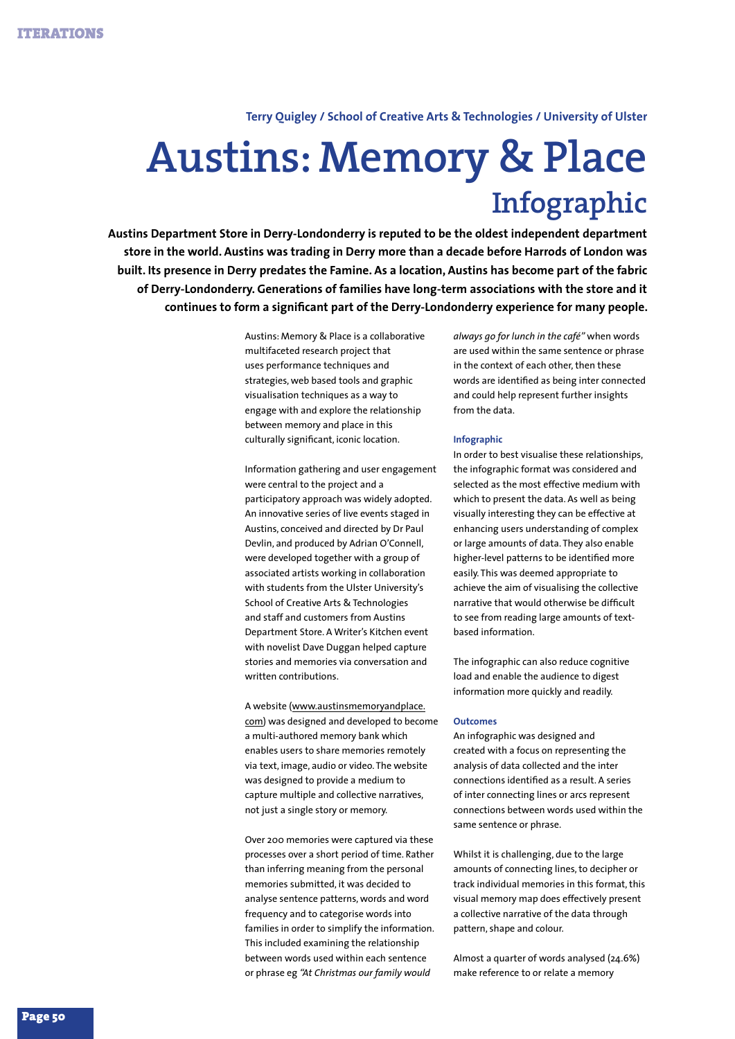Terry Quigley / School of Creative Arts & Technologies / University of Ulster

# Austins: Memory & Place
## Infographic

**Austins Department Store in Derry-Londonderry is reputed to be the oldest independent department store in the world. Austins was trading in Derry more than a decade before Harrods of London was built. Its presence in Derry predates the Famine. As a location, Austins has become part of the fabric of Derry-Londonderry. Generations of families have long-term associations with the store and it continues to form a significant part of the Derry-Londonderry experience for many people.**

Austins: Memory & Place is a collaborative multifaceted research project that uses performance techniques and strategies, web based tools and graphic visualisation techniques as a way to engage with and explore the relationship between memory and place in this culturally significant, iconic location.

Information gathering and user engagement were central to the project and a participatory approach was widely adopted. An innovative series of live events staged in Austins, conceived and directed by Dr Paul Devlin, and produced by Adrian O'Connell, were developed together with a group of associated artists working in collaboration with students from the Ulster University's School of Creative Arts & Technologies and staff and customers from Austins Department Store. A Writer's Kitchen event with novelist Dave Duggan helped capture stories and memories via conversation and written contributions.

A website (www.austinsmemoryandplace.com) was designed and developed to become a multi-authored memory bank which enables users to share memories remotely via text, image, audio or video. The website was designed to provide a medium to capture multiple and collective narratives, not just a single story or memory.

Over 200 memories were captured via these processes over a short period of time. Rather than inferring meaning from the personal memories submitted, it was decided to analyse sentence patterns, words and word frequency and to categorise words into families in order to simplify the information. This included examining the relationship between words used within each sentence or phrase eg *"At Christmas our family would always go for lunch in the café"* when words are used within the same sentence or phrase in the context of each other, then these words are identified as being inter connected and could help represent further insights from the data.

### Infographic

In order to best visualise these relationships, the infographic format was considered and selected as the most effective medium with which to present the data. As well as being visually interesting they can be effective at enhancing users understanding of complex or large amounts of data. They also enable higher-level patterns to be identified more easily. This was deemed appropriate to achieve the aim of visualising the collective narrative that would otherwise be difficult to see from reading large amounts of text-based information.

The infographic can also reduce cognitive load and enable the audience to digest information more quickly and readily.

### Outcomes

An infographic was designed and created with a focus on representing the analysis of data collected and the inter connections identified as a result. A series of inter connecting lines or arcs represent connections between words used within the same sentence or phrase.

Whilst it is challenging, due to the large amounts of connecting lines, to decipher or track individual memories in this format, this visual memory map does effectively present a collective narrative of the data through pattern, shape and colour.

Almost a quarter of words analysed (24.6%) make reference to or relate a memory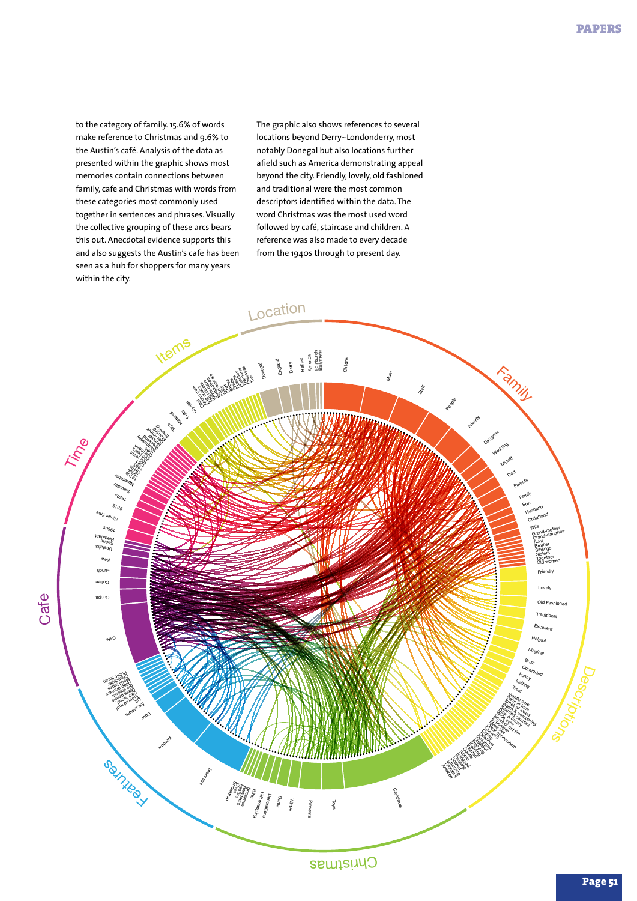to the category of family. 15.6% of words make reference to Christmas and 9.6% to the Austin's café. Analysis of the data as presented within the graphic shows most memories contain connections between family, cafe and Christmas with words from these categories most commonly used together in sentences and phrases. Visually the collective grouping of these arcs bears this out. Anecdotal evidence supports this and also suggests the Austin's cafe has been seen as a hub for shoppers for many years within the city.

The graphic also shows references to several locations beyond Derry~Londonderry, most notably Donegal but also locations further afield such as America demonstrating appeal beyond the city. Friendly, lovely, old fashioned and traditional were the most common descriptors identified within the data. The word Christmas was the most used word followed by café, staircase and children. A reference was also made to every decade from the 1940s through to present day.

Location
Family
Descriptions
Christmas
Features
Cafe
Time
Items

Donegal
England
Derry
Belfast
America
Edinburgh
Ballymena
Children
Mum
Staff
People
Friends
Daughter
Wedding
Myself
Dad
Parents
Family
Son
Husband
Childhood
Wife
Grand-mother
Grand-daughter
Aunt
Brother
Siblings
Sisters
Together
Old women
Friendly
Lovely
Old Fashioned
Traditional
Excellent
Helpful
Magical
Buzz
Comforted
Funny
Inviting
Treat
Christmas
Toys
Presents
Winter
Santa
Decorations
Gift wrapping
Staircase
Window
Door
Escalators
Cafe
Cuppa
Coffee
Lunch
View
Upstairs
Scone
Breakfast
1960s
Winter time
2012
1950s
Saturday
November
Toys
Material
Sale
Crystal